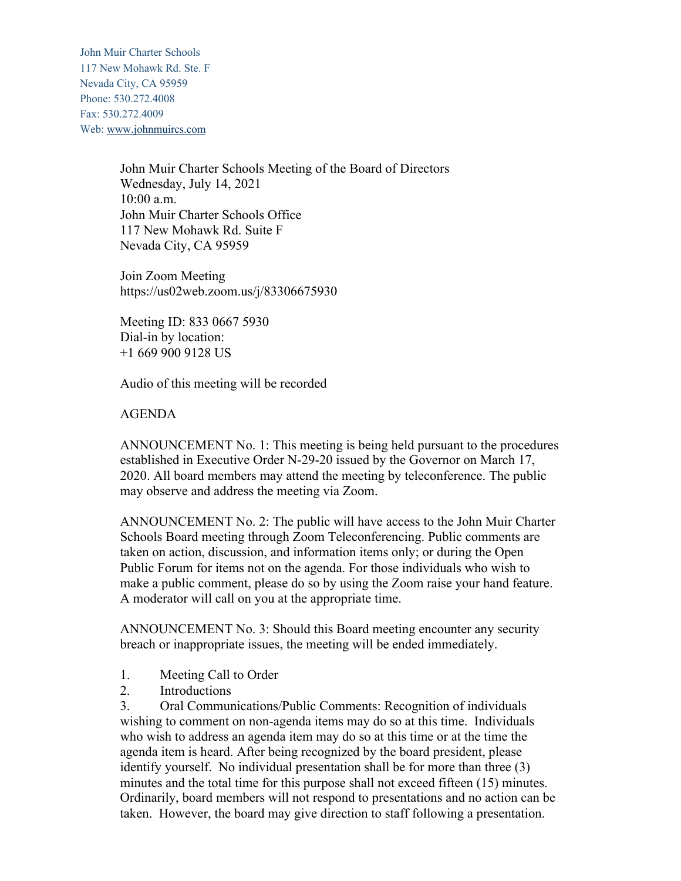John Muir Charter Schools
117 New Mohawk Rd. Ste. F
Nevada City, CA 95959
Phone: 530.272.4008
Fax: 530.272.4009
Web: www.johnmuircs.com

John Muir Charter Schools Meeting of the Board of Directors
Wednesday, July 14, 2021
10:00 a.m.
John Muir Charter Schools Office
117 New Mohawk Rd. Suite F
Nevada City, CA 95959

Join Zoom Meeting
https://us02web.zoom.us/j/83306675930

Meeting ID: 833 0667 5930
Dial-in by location:
+1 669 900 9128 US

Audio of this meeting will be recorded

AGENDA

ANNOUNCEMENT No. 1: This meeting is being held pursuant to the procedures established in Executive Order N-29-20 issued by the Governor on March 17, 2020. All board members may attend the meeting by teleconference. The public may observe and address the meeting via Zoom.

ANNOUNCEMENT No. 2: The public will have access to the John Muir Charter Schools Board meeting through Zoom Teleconferencing. Public comments are taken on action, discussion, and information items only; or during the Open Public Forum for items not on the agenda. For those individuals who wish to make a public comment, please do so by using the Zoom raise your hand feature. A moderator will call on you at the appropriate time.

ANNOUNCEMENT No. 3: Should this Board meeting encounter any security breach or inappropriate issues, the meeting will be ended immediately.

1. Meeting Call to Order
2. Introductions
3. Oral Communications/Public Comments: Recognition of individuals wishing to comment on non-agenda items may do so at this time. Individuals who wish to address an agenda item may do so at this time or at the time the agenda item is heard. After being recognized by the board president, please identify yourself. No individual presentation shall be for more than three (3) minutes and the total time for this purpose shall not exceed fifteen (15) minutes. Ordinarily, board members will not respond to presentations and no action can be taken. However, the board may give direction to staff following a presentation.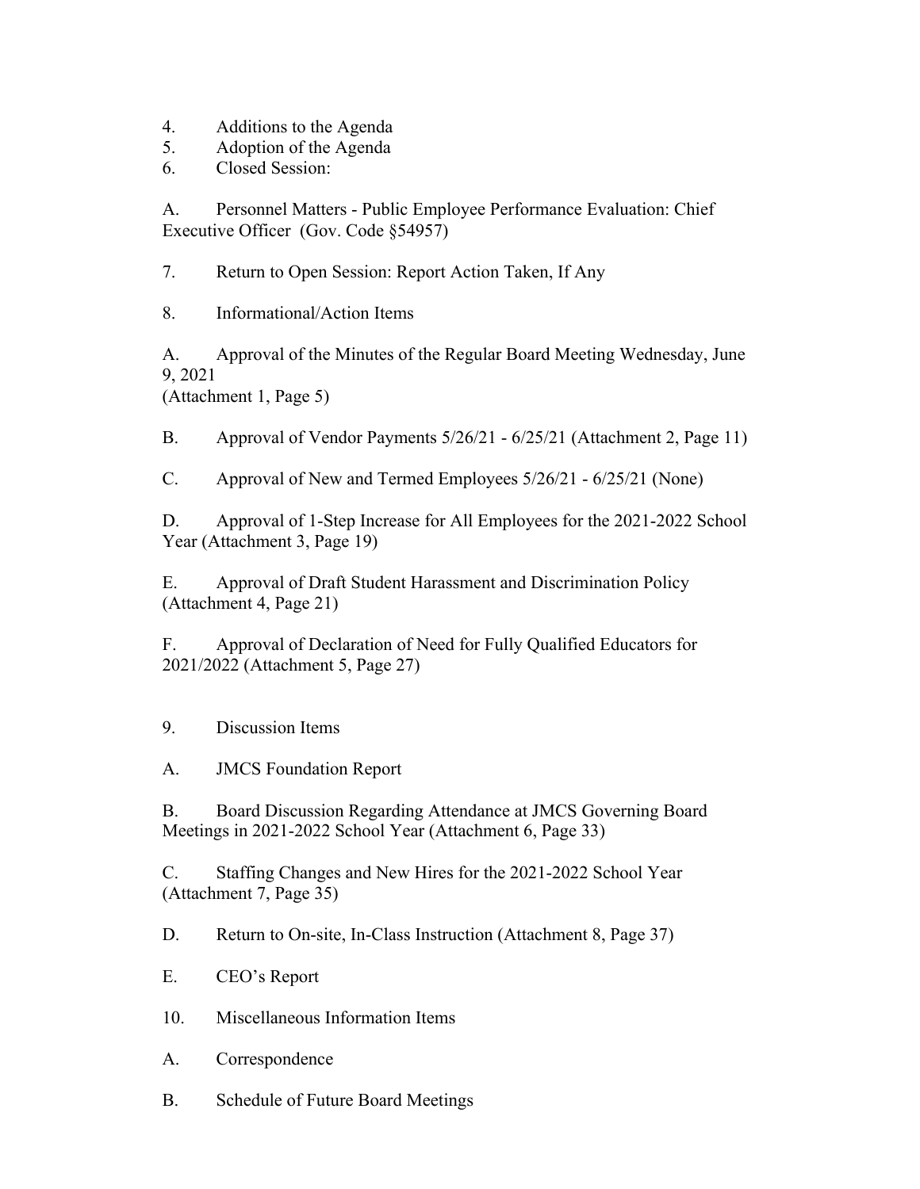4. Additions to the Agenda
5. Adoption of the Agenda
6. Closed Session:

A. Personnel Matters - Public Employee Performance Evaluation: Chief Executive Officer (Gov. Code §54957)

7. Return to Open Session: Report Action Taken, If Any

8. Informational/Action Items

A. Approval of the Minutes of the Regular Board Meeting Wednesday, June 9, 2021
(Attachment 1, Page 5)

B. Approval of Vendor Payments 5/26/21 - 6/25/21 (Attachment 2, Page 11)

C. Approval of New and Termed Employees 5/26/21 - 6/25/21 (None)

D. Approval of 1-Step Increase for All Employees for the 2021-2022 School Year (Attachment 3, Page 19)

E. Approval of Draft Student Harassment and Discrimination Policy (Attachment 4, Page 21)

F. Approval of Declaration of Need for Fully Qualified Educators for 2021/2022 (Attachment 5, Page 27)

9. Discussion Items

A. JMCS Foundation Report

B. Board Discussion Regarding Attendance at JMCS Governing Board Meetings in 2021-2022 School Year (Attachment 6, Page 33)

C. Staffing Changes and New Hires for the 2021-2022 School Year (Attachment 7, Page 35)

D. Return to On-site, In-Class Instruction (Attachment 8, Page 37)

E. CEO's Report

10. Miscellaneous Information Items

A. Correspondence

B. Schedule of Future Board Meetings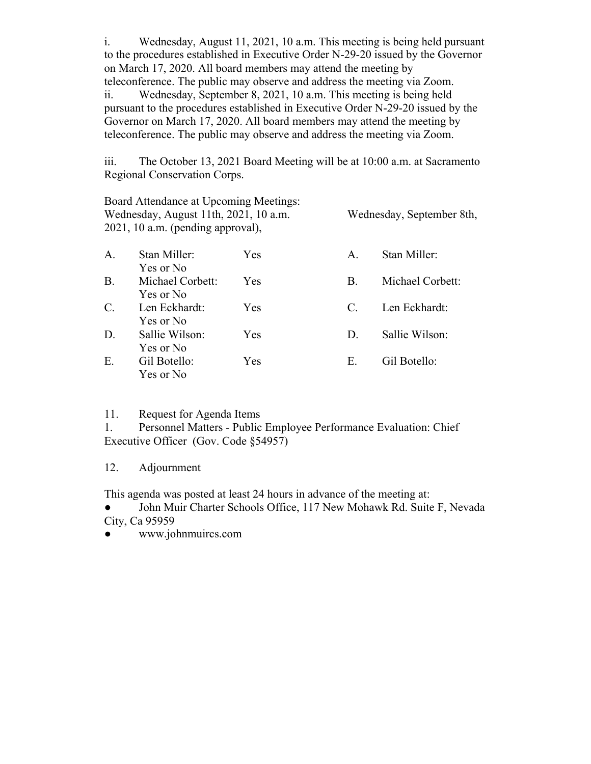i. Wednesday, August 11, 2021, 10 a.m. This meeting is being held pursuant to the procedures established in Executive Order N-29-20 issued by the Governor on March 17, 2020. All board members may attend the meeting by teleconference. The public may observe and address the meeting via Zoom.
ii. Wednesday, September 8, 2021, 10 a.m. This meeting is being held pursuant to the procedures established in Executive Order N-29-20 issued by the Governor on March 17, 2020. All board members may attend the meeting by teleconference. The public may observe and address the meeting via Zoom.

iii. The October 13, 2021 Board Meeting will be at 10:00 a.m. at Sacramento Regional Conservation Corps.

Board Attendance at Upcoming Meetings:

| Wednesday, August 11th, 2021, 10 a.m. | | | Wednesday, September 8th, 2021, 10 a.m. (pending approval), | |
|---|---|---|---|---|
| A. | Stan Miller: Yes or No | Yes | A. | Stan Miller: |
| B. | Michael Corbett: Yes or No | Yes | B. | Michael Corbett: |
| C. | Len Eckhardt: Yes or No | Yes | C. | Len Eckhardt: |
| D. | Sallie Wilson: Yes or No | Yes | D. | Sallie Wilson: |
| E. | Gil Botello: Yes or No | Yes | E. | Gil Botello: |

11. Request for Agenda Items
1. Personnel Matters - Public Employee Performance Evaluation: Chief Executive Officer (Gov. Code §54957)

12. Adjournment

This agenda was posted at least 24 hours in advance of the meeting at:

- John Muir Charter Schools Office, 117 New Mohawk Rd. Suite F, Nevada City, Ca 95959
- www.johnmuircs.com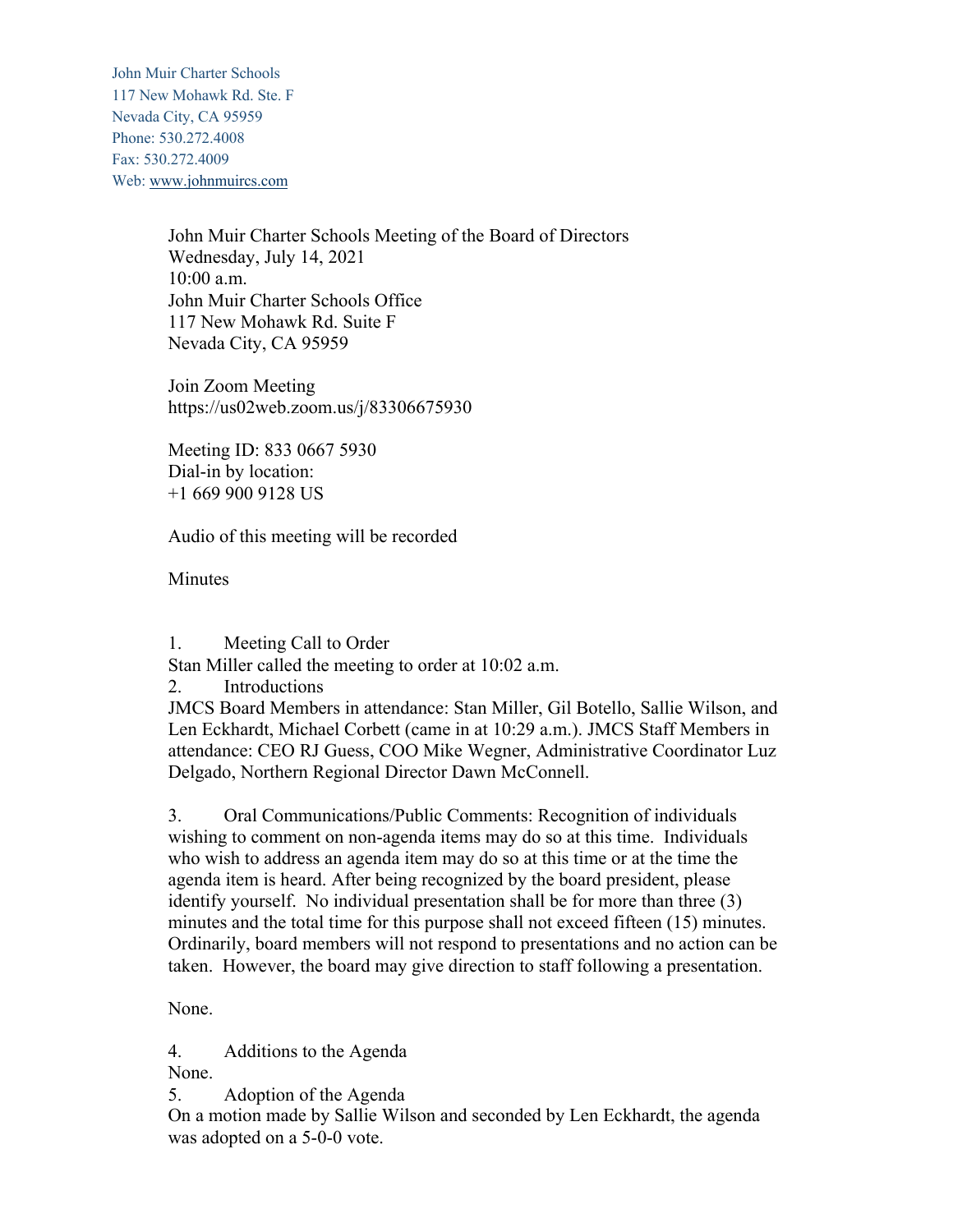John Muir Charter Schools
117 New Mohawk Rd. Ste. F
Nevada City, CA 95959
Phone: 530.272.4008
Fax: 530.272.4009
Web: www.johnmuircs.com

John Muir Charter Schools Meeting of the Board of Directors
Wednesday, July 14, 2021
10:00 a.m.
John Muir Charter Schools Office
117 New Mohawk Rd. Suite F
Nevada City, CA 95959

Join Zoom Meeting
https://us02web.zoom.us/j/83306675930

Meeting ID: 833 0667 5930
Dial-in by location:
+1 669 900 9128 US

Audio of this meeting will be recorded

Minutes

1. Meeting Call to Order

Stan Miller called the meeting to order at 10:02 a.m.

2. Introductions

JMCS Board Members in attendance: Stan Miller, Gil Botello, Sallie Wilson, and Len Eckhardt, Michael Corbett (came in at 10:29 a.m.). JMCS Staff Members in attendance: CEO RJ Guess, COO Mike Wegner, Administrative Coordinator Luz Delgado, Northern Regional Director Dawn McConnell.

3. Oral Communications/Public Comments: Recognition of individuals wishing to comment on non-agenda items may do so at this time. Individuals who wish to address an agenda item may do so at this time or at the time the agenda item is heard. After being recognized by the board president, please identify yourself. No individual presentation shall be for more than three (3) minutes and the total time for this purpose shall not exceed fifteen (15) minutes. Ordinarily, board members will not respond to presentations and no action can be taken. However, the board may give direction to staff following a presentation.

None.

4. Additions to the Agenda

None.

5. Adoption of the Agenda

On a motion made by Sallie Wilson and seconded by Len Eckhardt, the agenda was adopted on a 5-0-0 vote.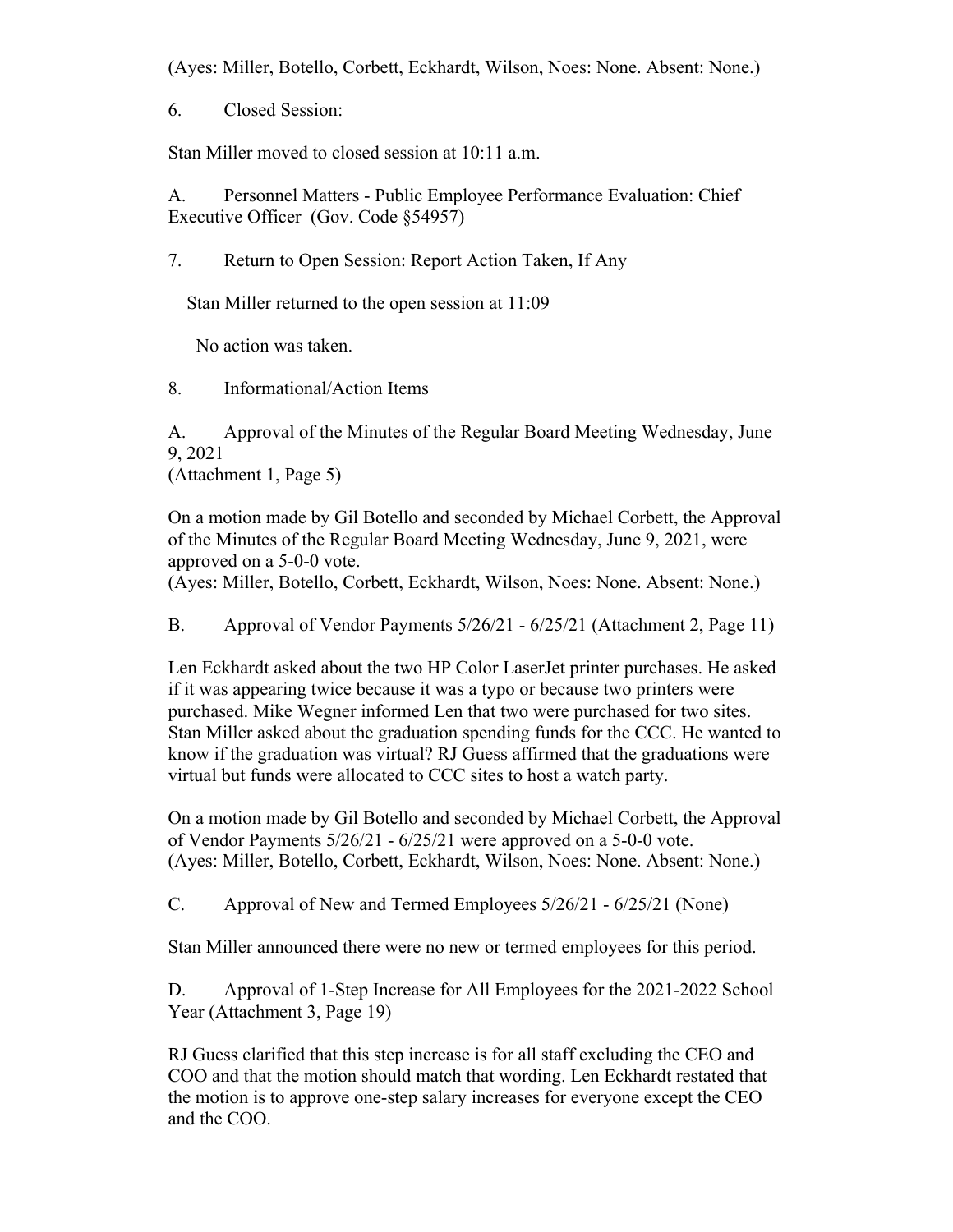(Ayes: Miller, Botello, Corbett, Eckhardt, Wilson, Noes: None. Absent: None.)

6. Closed Session:

Stan Miller moved to closed session at 10:11 a.m.

A. Personnel Matters - Public Employee Performance Evaluation: Chief Executive Officer (Gov. Code §54957)

7. Return to Open Session: Report Action Taken, If Any

Stan Miller returned to the open session at 11:09

No action was taken.

8. Informational/Action Items

A. Approval of the Minutes of the Regular Board Meeting Wednesday, June 9, 2021
(Attachment 1, Page 5)

On a motion made by Gil Botello and seconded by Michael Corbett, the Approval of the Minutes of the Regular Board Meeting Wednesday, June 9, 2021, were approved on a 5-0-0 vote.
(Ayes: Miller, Botello, Corbett, Eckhardt, Wilson, Noes: None. Absent: None.)

B. Approval of Vendor Payments 5/26/21 - 6/25/21 (Attachment 2, Page 11)

Len Eckhardt asked about the two HP Color LaserJet printer purchases. He asked if it was appearing twice because it was a typo or because two printers were purchased. Mike Wegner informed Len that two were purchased for two sites. Stan Miller asked about the graduation spending funds for the CCC. He wanted to know if the graduation was virtual? RJ Guess affirmed that the graduations were virtual but funds were allocated to CCC sites to host a watch party.

On a motion made by Gil Botello and seconded by Michael Corbett, the Approval of Vendor Payments 5/26/21 - 6/25/21 were approved on a 5-0-0 vote.
(Ayes: Miller, Botello, Corbett, Eckhardt, Wilson, Noes: None. Absent: None.)

C. Approval of New and Termed Employees 5/26/21 - 6/25/21 (None)

Stan Miller announced there were no new or termed employees for this period.

D. Approval of 1-Step Increase for All Employees for the 2021-2022 School Year (Attachment 3, Page 19)

RJ Guess clarified that this step increase is for all staff excluding the CEO and COO and that the motion should match that wording. Len Eckhardt restated that the motion is to approve one-step salary increases for everyone except the CEO and the COO.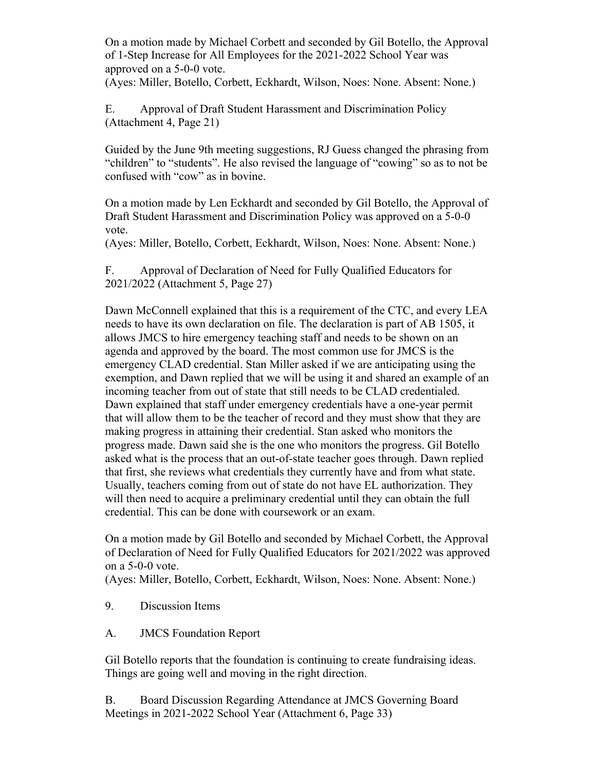On a motion made by Michael Corbett and seconded by Gil Botello, the Approval of 1-Step Increase for All Employees for the 2021-2022 School Year was approved on a 5-0-0 vote.
(Ayes: Miller, Botello, Corbett, Eckhardt, Wilson, Noes: None. Absent: None.)

E. Approval of Draft Student Harassment and Discrimination Policy (Attachment 4, Page 21)

Guided by the June 9th meeting suggestions, RJ Guess changed the phrasing from "children" to "students". He also revised the language of "cowing" so as to not be confused with "cow" as in bovine.

On a motion made by Len Eckhardt and seconded by Gil Botello, the Approval of Draft Student Harassment and Discrimination Policy was approved on a 5-0-0 vote.
(Ayes: Miller, Botello, Corbett, Eckhardt, Wilson, Noes: None. Absent: None.)

F. Approval of Declaration of Need for Fully Qualified Educators for 2021/2022 (Attachment 5, Page 27)

Dawn McConnell explained that this is a requirement of the CTC, and every LEA needs to have its own declaration on file. The declaration is part of AB 1505, it allows JMCS to hire emergency teaching staff and needs to be shown on an agenda and approved by the board. The most common use for JMCS is the emergency CLAD credential. Stan Miller asked if we are anticipating using the exemption, and Dawn replied that we will be using it and shared an example of an incoming teacher from out of state that still needs to be CLAD credentialed. Dawn explained that staff under emergency credentials have a one-year permit that will allow them to be the teacher of record and they must show that they are making progress in attaining their credential. Stan asked who monitors the progress made. Dawn said she is the one who monitors the progress. Gil Botello asked what is the process that an out-of-state teacher goes through. Dawn replied that first, she reviews what credentials they currently have and from what state. Usually, teachers coming from out of state do not have EL authorization. They will then need to acquire a preliminary credential until they can obtain the full credential. This can be done with coursework or an exam.

On a motion made by Gil Botello and seconded by Michael Corbett, the Approval of Declaration of Need for Fully Qualified Educators for 2021/2022 was approved on a 5-0-0 vote.
(Ayes: Miller, Botello, Corbett, Eckhardt, Wilson, Noes: None. Absent: None.)

9. Discussion Items

A. JMCS Foundation Report

Gil Botello reports that the foundation is continuing to create fundraising ideas. Things are going well and moving in the right direction.

B. Board Discussion Regarding Attendance at JMCS Governing Board Meetings in 2021-2022 School Year (Attachment 6, Page 33)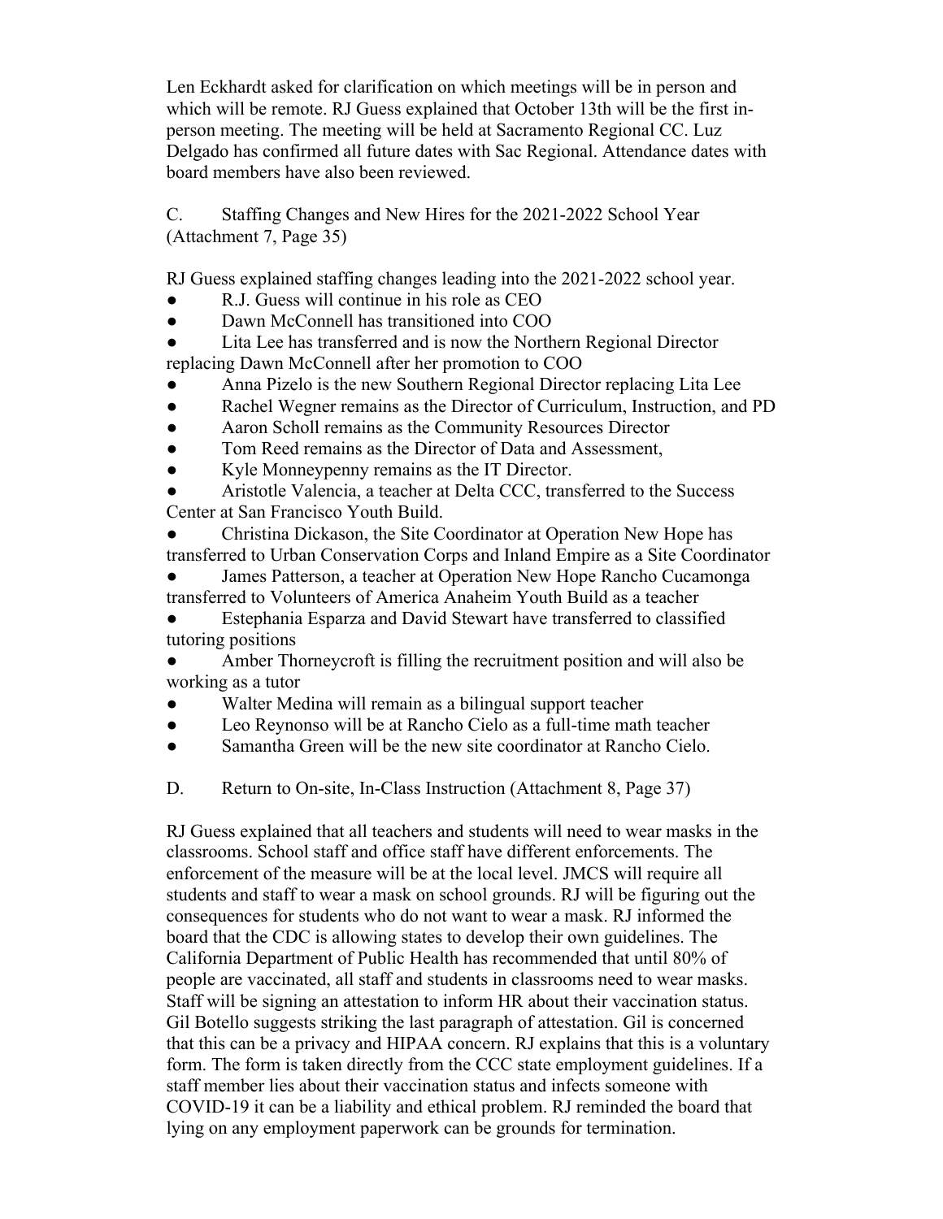Len Eckhardt asked for clarification on which meetings will be in person and which will be remote. RJ Guess explained that October 13th will be the first in-person meeting. The meeting will be held at Sacramento Regional CC. Luz Delgado has confirmed all future dates with Sac Regional. Attendance dates with board members have also been reviewed.

C. Staffing Changes and New Hires for the 2021-2022 School Year (Attachment 7, Page 35)

RJ Guess explained staffing changes leading into the 2021-2022 school year.

- R.J. Guess will continue in his role as CEO
- Dawn McConnell has transitioned into COO
- Lita Lee has transferred and is now the Northern Regional Director replacing Dawn McConnell after her promotion to COO
- Anna Pizelo is the new Southern Regional Director replacing Lita Lee
- Rachel Wegner remains as the Director of Curriculum, Instruction, and PD
- Aaron Scholl remains as the Community Resources Director
- Tom Reed remains as the Director of Data and Assessment,
- Kyle Monneypenny remains as the IT Director.
- Aristotle Valencia, a teacher at Delta CCC, transferred to the Success Center at San Francisco Youth Build.
- Christina Dickason, the Site Coordinator at Operation New Hope has transferred to Urban Conservation Corps and Inland Empire as a Site Coordinator
- James Patterson, a teacher at Operation New Hope Rancho Cucamonga transferred to Volunteers of America Anaheim Youth Build as a teacher
- Estephania Esparza and David Stewart have transferred to classified tutoring positions
- Amber Thorneycroft is filling the recruitment position and will also be working as a tutor
- Walter Medina will remain as a bilingual support teacher
- Leo Reynonso will be at Rancho Cielo as a full-time math teacher
- Samantha Green will be the new site coordinator at Rancho Cielo.

D. Return to On-site, In-Class Instruction (Attachment 8, Page 37)

RJ Guess explained that all teachers and students will need to wear masks in the classrooms. School staff and office staff have different enforcements. The enforcement of the measure will be at the local level. JMCS will require all students and staff to wear a mask on school grounds. RJ will be figuring out the consequences for students who do not want to wear a mask. RJ informed the board that the CDC is allowing states to develop their own guidelines. The California Department of Public Health has recommended that until 80% of people are vaccinated, all staff and students in classrooms need to wear masks. Staff will be signing an attestation to inform HR about their vaccination status. Gil Botello suggests striking the last paragraph of attestation. Gil is concerned that this can be a privacy and HIPAA concern. RJ explains that this is a voluntary form. The form is taken directly from the CCC state employment guidelines. If a staff member lies about their vaccination status and infects someone with COVID-19 it can be a liability and ethical problem. RJ reminded the board that lying on any employment paperwork can be grounds for termination.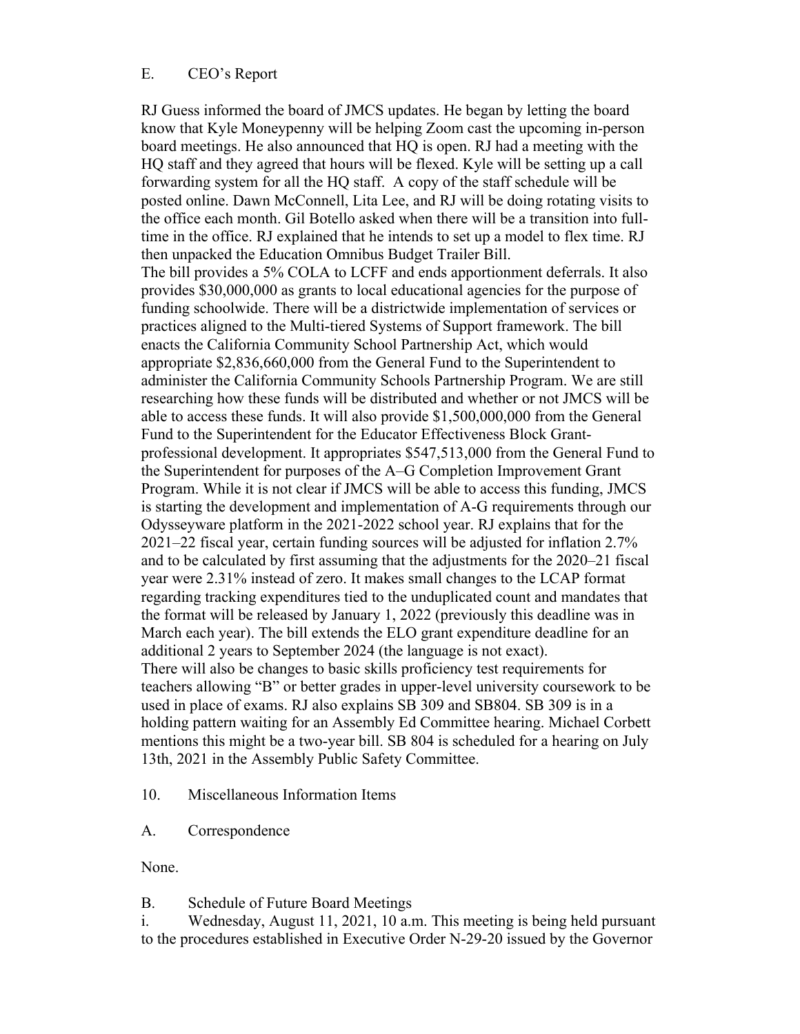E. CEO's Report

RJ Guess informed the board of JMCS updates. He began by letting the board know that Kyle Moneypenny will be helping Zoom cast the upcoming in-person board meetings. He also announced that HQ is open. RJ had a meeting with the HQ staff and they agreed that hours will be flexed. Kyle will be setting up a call forwarding system for all the HQ staff. A copy of the staff schedule will be posted online. Dawn McConnell, Lita Lee, and RJ will be doing rotating visits to the office each month. Gil Botello asked when there will be a transition into full-time in the office. RJ explained that he intends to set up a model to flex time. RJ then unpacked the Education Omnibus Budget Trailer Bill.
The bill provides a 5% COLA to LCFF and ends apportionment deferrals. It also provides $30,000,000 as grants to local educational agencies for the purpose of funding schoolwide. There will be a districtwide implementation of services or practices aligned to the Multi-tiered Systems of Support framework. The bill enacts the California Community School Partnership Act, which would appropriate $2,836,660,000 from the General Fund to the Superintendent to administer the California Community Schools Partnership Program. We are still researching how these funds will be distributed and whether or not JMCS will be able to access these funds. It will also provide $1,500,000,000 from the General Fund to the Superintendent for the Educator Effectiveness Block Grant-professional development. It appropriates $547,513,000 from the General Fund to the Superintendent for purposes of the A–G Completion Improvement Grant Program. While it is not clear if JMCS will be able to access this funding, JMCS is starting the development and implementation of A-G requirements through our Odysseyware platform in the 2021-2022 school year. RJ explains that for the 2021–22 fiscal year, certain funding sources will be adjusted for inflation 2.7% and to be calculated by first assuming that the adjustments for the 2020–21 fiscal year were 2.31% instead of zero. It makes small changes to the LCAP format regarding tracking expenditures tied to the unduplicated count and mandates that the format will be released by January 1, 2022 (previously this deadline was in March each year). The bill extends the ELO grant expenditure deadline for an additional 2 years to September 2024 (the language is not exact).
There will also be changes to basic skills proficiency test requirements for teachers allowing "B" or better grades in upper-level university coursework to be used in place of exams. RJ also explains SB 309 and SB804. SB 309 is in a holding pattern waiting for an Assembly Ed Committee hearing. Michael Corbett mentions this might be a two-year bill. SB 804 is scheduled for a hearing on July 13th, 2021 in the Assembly Public Safety Committee.

10. Miscellaneous Information Items

A. Correspondence

None.

B. Schedule of Future Board Meetings

i. Wednesday, August 11, 2021, 10 a.m. This meeting is being held pursuant to the procedures established in Executive Order N-29-20 issued by the Governor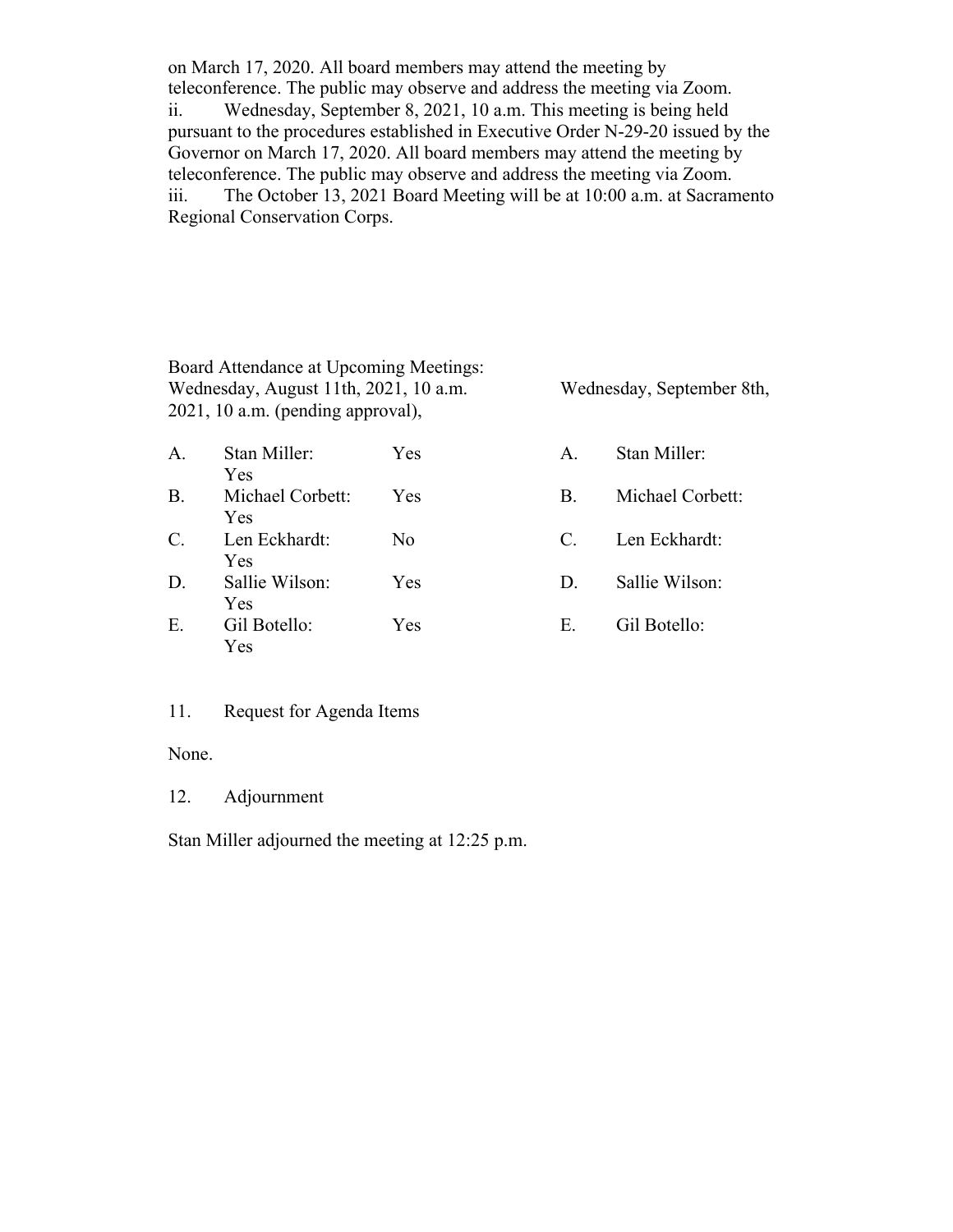on March 17, 2020. All board members may attend the meeting by teleconference. The public may observe and address the meeting via Zoom.

ii. Wednesday, September 8, 2021, 10 a.m. This meeting is being held pursuant to the procedures established in Executive Order N-29-20 issued by the Governor on March 17, 2020. All board members may attend the meeting by teleconference. The public may observe and address the meeting via Zoom.

iii. The October 13, 2021 Board Meeting will be at 10:00 a.m. at Sacramento Regional Conservation Corps.

Board Attendance at Upcoming Meetings:

| | Board Member | Wednesday, August 11th, 2021, 10 a.m. | Wednesday, September 8th, 2021, 10 a.m. (pending approval) |
|---|---|---|---|
| A. | Stan Miller | Yes | Yes |
| B. | Michael Corbett | Yes | Yes |
| C. | Len Eckhardt | No | Yes |
| D. | Sallie Wilson | Yes | Yes |
| E. | Gil Botello | Yes | Yes |

11. Request for Agenda Items

None.

12. Adjournment

Stan Miller adjourned the meeting at 12:25 p.m.